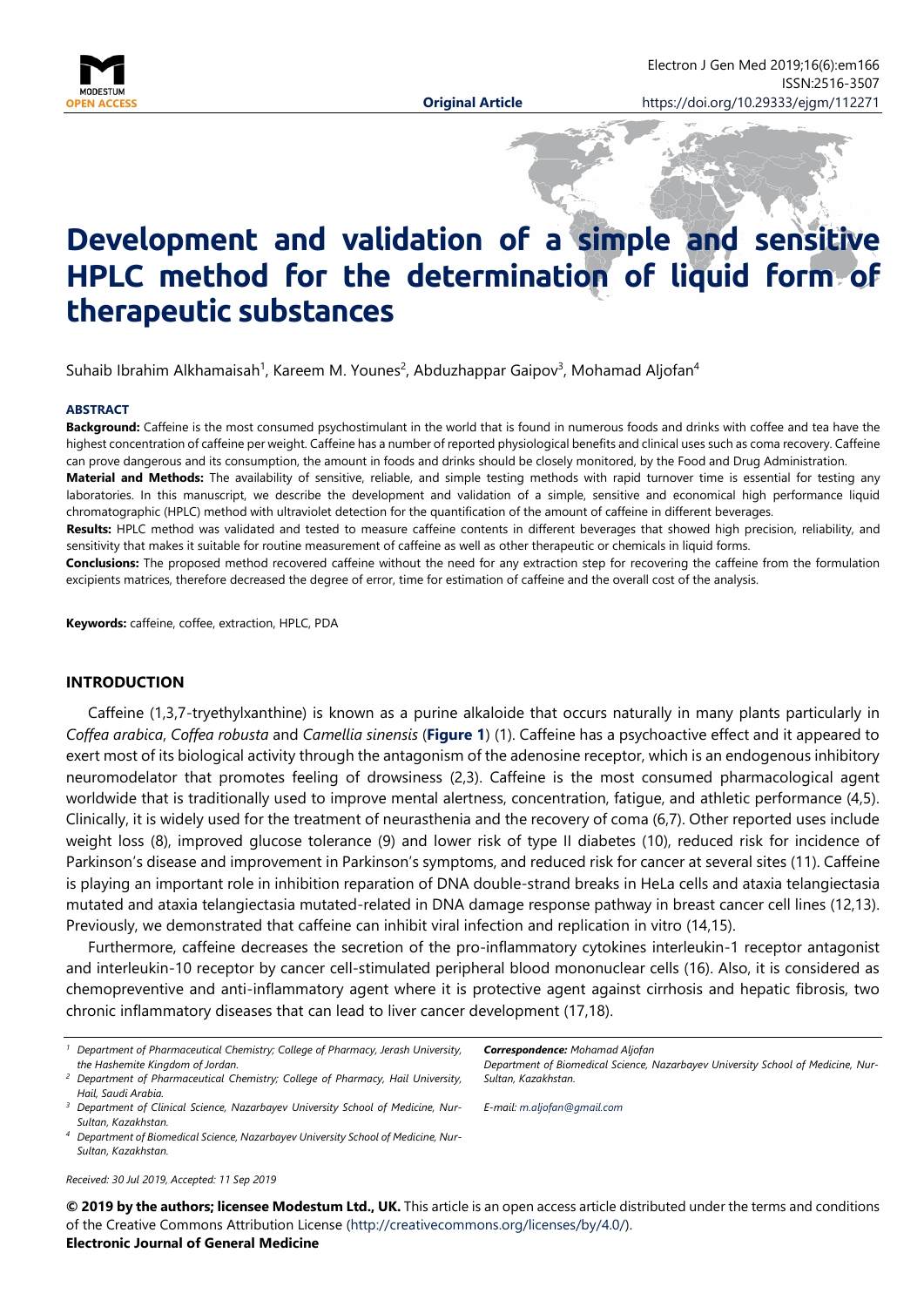# Development and validation of a simple and sensitive HPLC method for the determination of liquid form of therapeutic substances

Suhaib Ibrahim Alkhamaisah[1], Kareem M. Younes[2], Abduzhappar Gaipov[3], Mohamad Aljofan[4]

## ABSTRACT

**Background:** Caffeine is the most consumed psychostimulant in the world that is found in numerous foods and drinks with coffee and tea have the highest concentration of caffeine per weight. Caffeine has a number of reported physiological benefits and clinical uses such as coma recovery. Caffeine can prove dangerous and its consumption, the amount in foods and drinks should be closely monitored, by the Food and Drug Administration.

**Material and Methods:** The availability of sensitive, reliable, and simple testing methods with rapid turnover time is essential for testing any laboratories. In this manuscript, we describe the development and validation of a simple, sensitive and economical high performance liquid chromatographic (HPLC) method with ultraviolet detection for the quantification of the amount of caffeine in different beverages.

**Results:** HPLC method was validated and tested to measure caffeine contents in different beverages that showed high precision, reliability, and sensitivity that makes it suitable for routine measurement of caffeine as well as other therapeutic or chemicals in liquid forms.

**Conclusions:** The proposed method recovered caffeine without the need for any extraction step for recovering the caffeine from the formulation excipients matrices, therefore decreased the degree of error, time for estimation of caffeine and the overall cost of the analysis.

**Keywords:** caffeine, coffee, extraction, HPLC, PDA

## INTRODUCTION

Caffeine (1,3,7-tryethylxanthine) is known as a purine alkaloide that occurs naturally in many plants particularly in *Coffea arabica*, *Coffea robusta* and *Camellia sinensis* (**Figure 1**) (1). Caffeine has a psychoactive effect and it appeared to exert most of its biological activity through the antagonism of the adenosine receptor, which is an endogenous inhibitory neuromodelator that promotes feeling of drowsiness (2,3). Caffeine is the most consumed pharmacological agent worldwide that is traditionally used to improve mental alertness, concentration, fatigue, and athletic performance (4,5). Clinically, it is widely used for the treatment of neurasthenia and the recovery of coma (6,7). Other reported uses include weight loss (8), improved glucose tolerance (9) and lower risk of type II diabetes (10), reduced risk for incidence of Parkinson's disease and improvement in Parkinson's symptoms, and reduced risk for cancer at several sites (11). Caffeine is playing an important role in inhibition reparation of DNA double-strand breaks in HeLa cells and ataxia telangiectasia mutated and ataxia telangiectasia mutated-related in DNA damage response pathway in breast cancer cell lines (12,13). Previously, we demonstrated that caffeine can inhibit viral infection and replication in vitro (14,15).

Furthermore, caffeine decreases the secretion of the pro-inflammatory cytokines interleukin-1 receptor antagonist and interleukin-10 receptor by cancer cell-stimulated peripheral blood mononuclear cells (16). Also, it is considered as chemopreventive and anti-inflammatory agent where it is protective agent against cirrhosis and hepatic fibrosis, two chronic inflammatory diseases that can lead to liver cancer development (17,18).

[1] Department of Pharmaceutical Chemistry; College of Pharmacy, Jerash University, the Hashemite Kingdom of Jordan.
[2] Department of Pharmaceutical Chemistry; College of Pharmacy, Hail University, Hail, Saudi Arabia.
[3] Department of Clinical Science, Nazarbayev University School of Medicine, Nur-Sultan, Kazakhstan.
[4] Department of Biomedical Science, Nazarbayev University School of Medicine, Nur-Sultan, Kazakhstan.

***Correspondence:** Mohamad Aljofan*
*Department of Biomedical Science, Nazarbayev University School of Medicine, Nur-Sultan, Kazakhstan.*

*E-mail: m.aljofan@gmail.com*

*Received: 30 Jul 2019, Accepted: 11 Sep 2019*

**© 2019 by the authors; licensee Modestum Ltd., UK.** This article is an open access article distributed under the terms and conditions of the Creative Commons Attribution License (http://creativecommons.org/licenses/by/4.0/).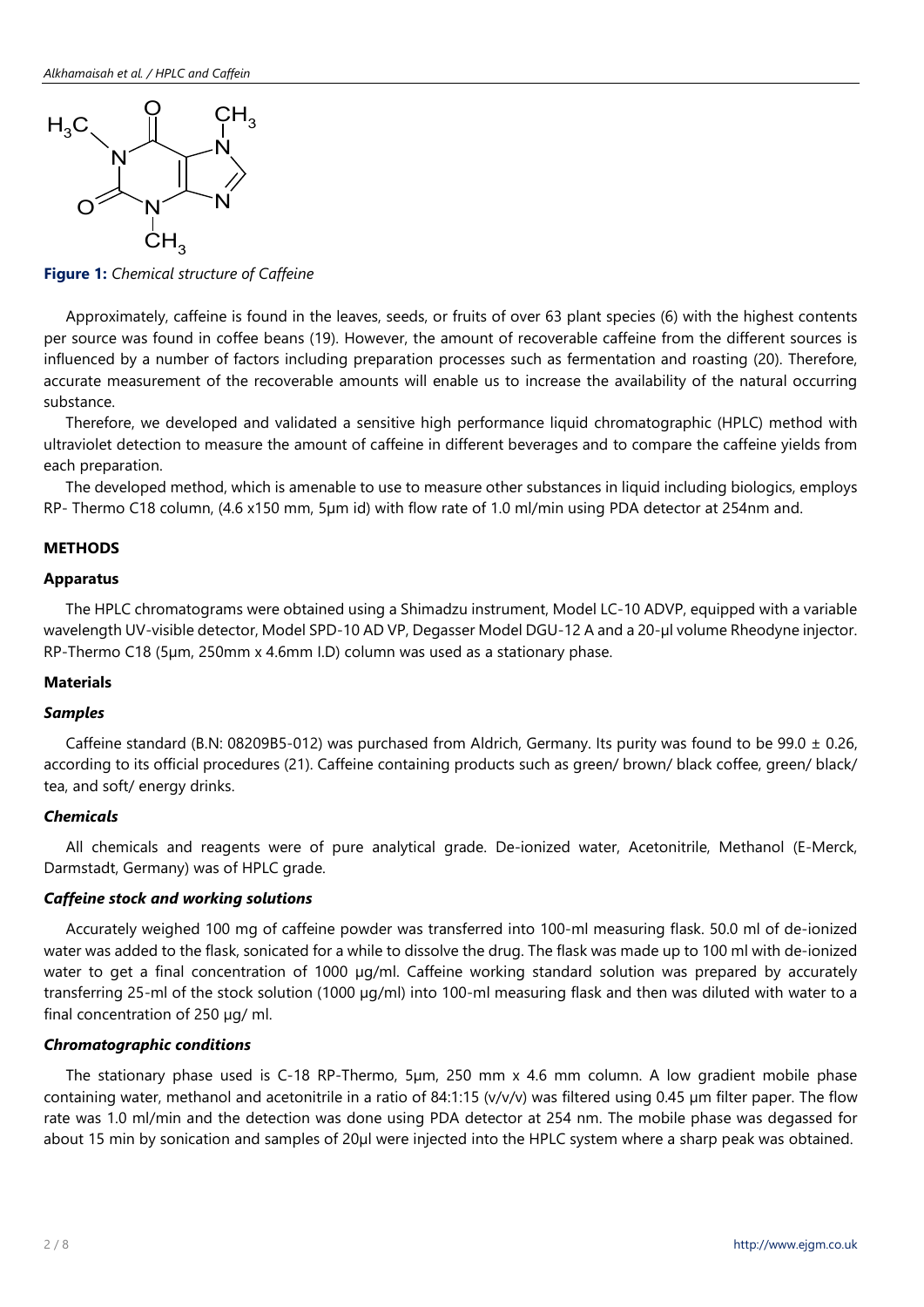**Figure 1:** *Chemical structure of Caffeine*

Approximately, caffeine is found in the leaves, seeds, or fruits of over 63 plant species (6) with the highest contents per source was found in coffee beans (19). However, the amount of recoverable caffeine from the different sources is influenced by a number of factors including preparation processes such as fermentation and roasting (20). Therefore, accurate measurement of the recoverable amounts will enable us to increase the availability of the natural occurring substance.

Therefore, we developed and validated a sensitive high performance liquid chromatographic (HPLC) method with ultraviolet detection to measure the amount of caffeine in different beverages and to compare the caffeine yields from each preparation.

The developed method, which is amenable to use to measure other substances in liquid including biologics, employs RP- Thermo C18 column, (4.6 x150 mm, 5µm id) with flow rate of 1.0 ml/min using PDA detector at 254nm and.

## METHODS

### Apparatus

The HPLC chromatograms were obtained using a Shimadzu instrument, Model LC-10 ADVP, equipped with a variable wavelength UV-visible detector, Model SPD-10 AD VP, Degasser Model DGU-12 A and a 20-µl volume Rheodyne injector. RP-Thermo C18 (5µm, 250mm x 4.6mm I.D) column was used as a stationary phase.

### Materials

#### *Samples*

Caffeine standard (B.N: 08209B5-012) was purchased from Aldrich, Germany. Its purity was found to be 99.0 ± 0.26, according to its official procedures (21). Caffeine containing products such as green/ brown/ black coffee, green/ black/ tea, and soft/ energy drinks.

#### *Chemicals*

All chemicals and reagents were of pure analytical grade. De-ionized water, Acetonitrile, Methanol (E-Merck, Darmstadt, Germany) was of HPLC grade.

#### *Caffeine stock and working solutions*

Accurately weighed 100 mg of caffeine powder was transferred into 100-ml measuring flask. 50.0 ml of de-ionized water was added to the flask, sonicated for a while to dissolve the drug. The flask was made up to 100 ml with de-ionized water to get a final concentration of 1000 µg/ml. Caffeine working standard solution was prepared by accurately transferring 25-ml of the stock solution (1000 µg/ml) into 100-ml measuring flask and then was diluted with water to a final concentration of 250 µg/ ml.

#### *Chromatographic conditions*

The stationary phase used is C-18 RP-Thermo, 5µm, 250 mm x 4.6 mm column. A low gradient mobile phase containing water, methanol and acetonitrile in a ratio of 84:1:15 (v/v/v) was filtered using 0.45 µm filter paper. The flow rate was 1.0 ml/min and the detection was done using PDA detector at 254 nm. The mobile phase was degassed for about 15 min by sonication and samples of 20µl were injected into the HPLC system where a sharp peak was obtained.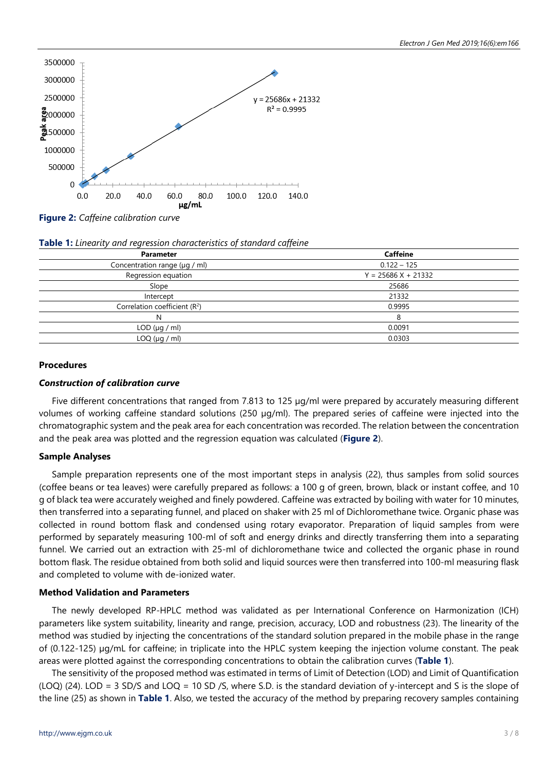**Figure 2:** *Caffeine calibration curve*

**Table 1:** *Linearity and regression characteristics of standard caffeine*

| Parameter | Caffeine |
|---|---|
| Concentration range (µg / ml) | 0.122 – 125 |
| Regression equation | Y = 25686 X + 21332 |
| Slope | 25686 |
| Intercept | 21332 |
| Correlation coefficient ($R^2$) | 0.9995 |
| N | 8 |
| LOD (µg / ml) | 0.0091 |
| LOQ (µg / ml) | 0.0303 |

## Procedures

### *Construction of calibration curve*

Five different concentrations that ranged from 7.813 to 125 µg/ml were prepared by accurately measuring different volumes of working caffeine standard solutions (250 µg/ml). The prepared series of caffeine were injected into the chromatographic system and the peak area for each concentration was recorded. The relation between the concentration and the peak area was plotted and the regression equation was calculated (**Figure 2**).

## Sample Analyses

Sample preparation represents one of the most important steps in analysis (22), thus samples from solid sources (coffee beans or tea leaves) were carefully prepared as follows: a 100 g of green, brown, black or instant coffee, and 10 g of black tea were accurately weighed and finely powdered. Caffeine was extracted by boiling with water for 10 minutes, then transferred into a separating funnel, and placed on shaker with 25 ml of Dichloromethane twice. Organic phase was collected in round bottom flask and condensed using rotary evaporator. Preparation of liquid samples from were performed by separately measuring 100-ml of soft and energy drinks and directly transferring them into a separating funnel. We carried out an extraction with 25-ml of dichloromethane twice and collected the organic phase in round bottom flask. The residue obtained from both solid and liquid sources were then transferred into 100-ml measuring flask and completed to volume with de-ionized water.

## Method Validation and Parameters

The newly developed RP-HPLC method was validated as per International Conference on Harmonization (ICH) parameters like system suitability, linearity and range, precision, accuracy, LOD and robustness (23). The linearity of the method was studied by injecting the concentrations of the standard solution prepared in the mobile phase in the range of (0.122-125) µg/mL for caffeine; in triplicate into the HPLC system keeping the injection volume constant. The peak areas were plotted against the corresponding concentrations to obtain the calibration curves (**Table 1**).

The sensitivity of the proposed method was estimated in terms of Limit of Detection (LOD) and Limit of Quantification (LOQ) (24). LOD = 3 SD/S and LOQ = 10 SD /S, where S.D. is the standard deviation of y-intercept and S is the slope of the line (25) as shown in **Table 1**. Also, we tested the accuracy of the method by preparing recovery samples containing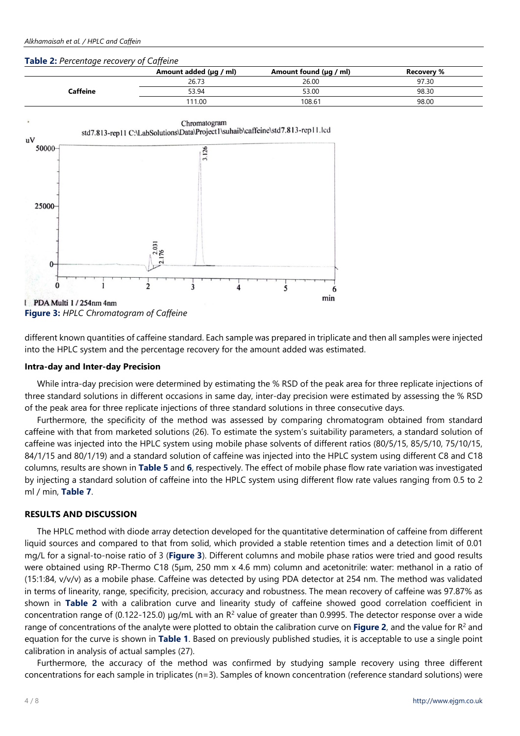**Table 2:** *Percentage recovery of Caffeine*

| | Amount added (µg / ml) | Amount found (µg / ml) | Recovery % |
|---|---|---|---|
| Caffeine | 26.73 | 26.00 | 97.30 |
| | 53.94 | 53.00 | 98.30 |
| | 111.00 | 108.61 | 98.00 |

**Figure 3:** *HPLC Chromatogram of Caffeine*

different known quantities of caffeine standard. Each sample was prepared in triplicate and then all samples were injected into the HPLC system and the percentage recovery for the amount added was estimated.

### Intra-day and Inter-day Precision

While intra-day precision were determined by estimating the % RSD of the peak area for three replicate injections of three standard solutions in different occasions in same day, inter-day precision were estimated by assessing the % RSD of the peak area for three replicate injections of three standard solutions in three consecutive days.

Furthermore, the specificity of the method was assessed by comparing chromatogram obtained from standard caffeine with that from marketed solutions (26). To estimate the system's suitability parameters, a standard solution of caffeine was injected into the HPLC system using mobile phase solvents of different ratios (80/5/15, 85/5/10, 75/10/15, 84/1/15 and 80/1/19) and a standard solution of caffeine was injected into the HPLC system using different C8 and C18 columns, results are shown in **Table 5** and **6**, respectively. The effect of mobile phase flow rate variation was investigated by injecting a standard solution of caffeine into the HPLC system using different flow rate values ranging from 0.5 to 2 ml / min, **Table 7**.

## RESULTS AND DISCUSSION

The HPLC method with diode array detection developed for the quantitative determination of caffeine from different liquid sources and compared to that from solid, which provided a stable retention times and a detection limit of 0.01 mg/L for a signal-to-noise ratio of 3 (**Figure 3**). Different columns and mobile phase ratios were tried and good results were obtained using RP-Thermo C18 (5µm, 250 mm x 4.6 mm) column and acetonitrile: water: methanol in a ratio of (15:1:84, v/v/v) as a mobile phase. Caffeine was detected by using PDA detector at 254 nm. The method was validated in terms of linearity, range, specificity, precision, accuracy and robustness. The mean recovery of caffeine was 97.87% as shown in **Table 2** with a calibration curve and linearity study of caffeine showed good correlation coefficient in concentration range of (0.122-125.0) µg/mL with an $R^2$ value of greater than 0.9995. The detector response over a wide range of concentrations of the analyte were plotted to obtain the calibration curve on **Figure 2**, and the value for $R^2$ and equation for the curve is shown in **Table 1**. Based on previously published studies, it is acceptable to use a single point calibration in analysis of actual samples (27).

Furthermore, the accuracy of the method was confirmed by studying sample recovery using three different concentrations for each sample in triplicates (n=3). Samples of known concentration (reference standard solutions) were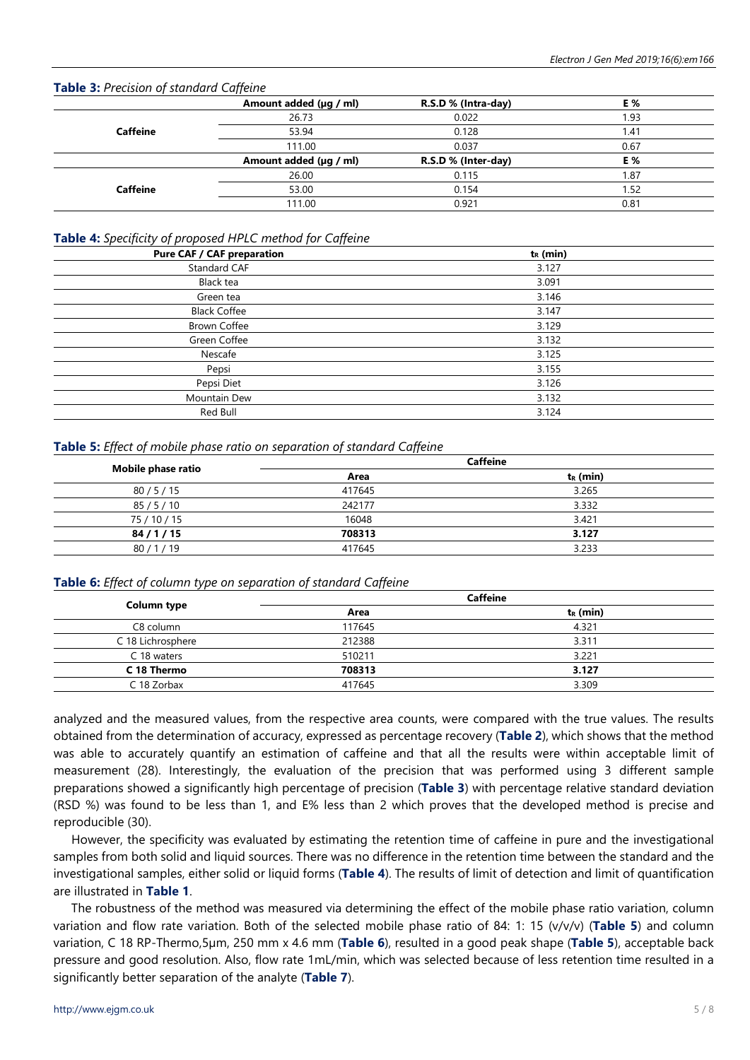**Table 3:** *Precision of standard Caffeine*

| | Amount added (µg / ml) | R.S.D % (Intra-day) | E % |
|---|---|---|---|
| Caffeine | 26.73 | 0.022 | 1.93 |
| | 53.94 | 0.128 | 1.41 |
| | 111.00 | 0.037 | 0.67 |
| | **Amount added (µg / ml)** | **R.S.D % (Inter-day)** | **E %** |
| Caffeine | 26.00 | 0.115 | 1.87 |
| | 53.00 | 0.154 | 1.52 |
| | 111.00 | 0.921 | 0.81 |

**Table 4:** *Specificity of proposed HPLC method for Caffeine*

| Pure CAF / CAF preparation | $t_R$ (min) |
|---|---|
| Standard CAF | 3.127 |
| Black tea | 3.091 |
| Green tea | 3.146 |
| Black Coffee | 3.147 |
| Brown Coffee | 3.129 |
| Green Coffee | 3.132 |
| Nescafe | 3.125 |
| Pepsi | 3.155 |
| Pepsi Diet | 3.126 |
| Mountain Dew | 3.132 |
| Red Bull | 3.124 |

**Table 5:** *Effect of mobile phase ratio on separation of standard Caffeine*

| Mobile phase ratio | Caffeine | |
|---|---|---|
| | Area | $t_R$ (min) |
| 80 / 5 / 15 | 417645 | 3.265 |
| 85 / 5 / 10 | 242177 | 3.332 |
| 75 / 10 / 15 | 16048 | 3.421 |
| **84 / 1 / 15** | **708313** | **3.127** |
| 80 / 1 / 19 | 417645 | 3.233 |

**Table 6:** *Effect of column type on separation of standard Caffeine*

| Column type | Caffeine | |
|---|---|---|
| | Area | $t_R$ (min) |
| C8 column | 117645 | 4.321 |
| C 18 Lichrosphere | 212388 | 3.311 |
| C 18 waters | 510211 | 3.221 |
| **C 18 Thermo** | **708313** | **3.127** |
| C 18 Zorbax | 417645 | 3.309 |

analyzed and the measured values, from the respective area counts, were compared with the true values. The results obtained from the determination of accuracy, expressed as percentage recovery (**Table 2**), which shows that the method was able to accurately quantify an estimation of caffeine and that all the results were within acceptable limit of measurement (28). Interestingly, the evaluation of the precision that was performed using 3 different sample preparations showed a significantly high percentage of precision (**Table 3**) with percentage relative standard deviation (RSD %) was found to be less than 1, and E% less than 2 which proves that the developed method is precise and reproducible (30).

However, the specificity was evaluated by estimating the retention time of caffeine in pure and the investigational samples from both solid and liquid sources. There was no difference in the retention time between the standard and the investigational samples, either solid or liquid forms (**Table 4**). The results of limit of detection and limit of quantification are illustrated in **Table 1**.

The robustness of the method was measured via determining the effect of the mobile phase ratio variation, column variation and flow rate variation. Both of the selected mobile phase ratio of 84: 1: 15 (v/v/v) (**Table 5**) and column variation, C 18 RP-Thermo,5µm, 250 mm x 4.6 mm (**Table 6**), resulted in a good peak shape (**Table 5**), acceptable back pressure and good resolution. Also, flow rate 1mL/min, which was selected because of less retention time resulted in a significantly better separation of the analyte (**Table 7**).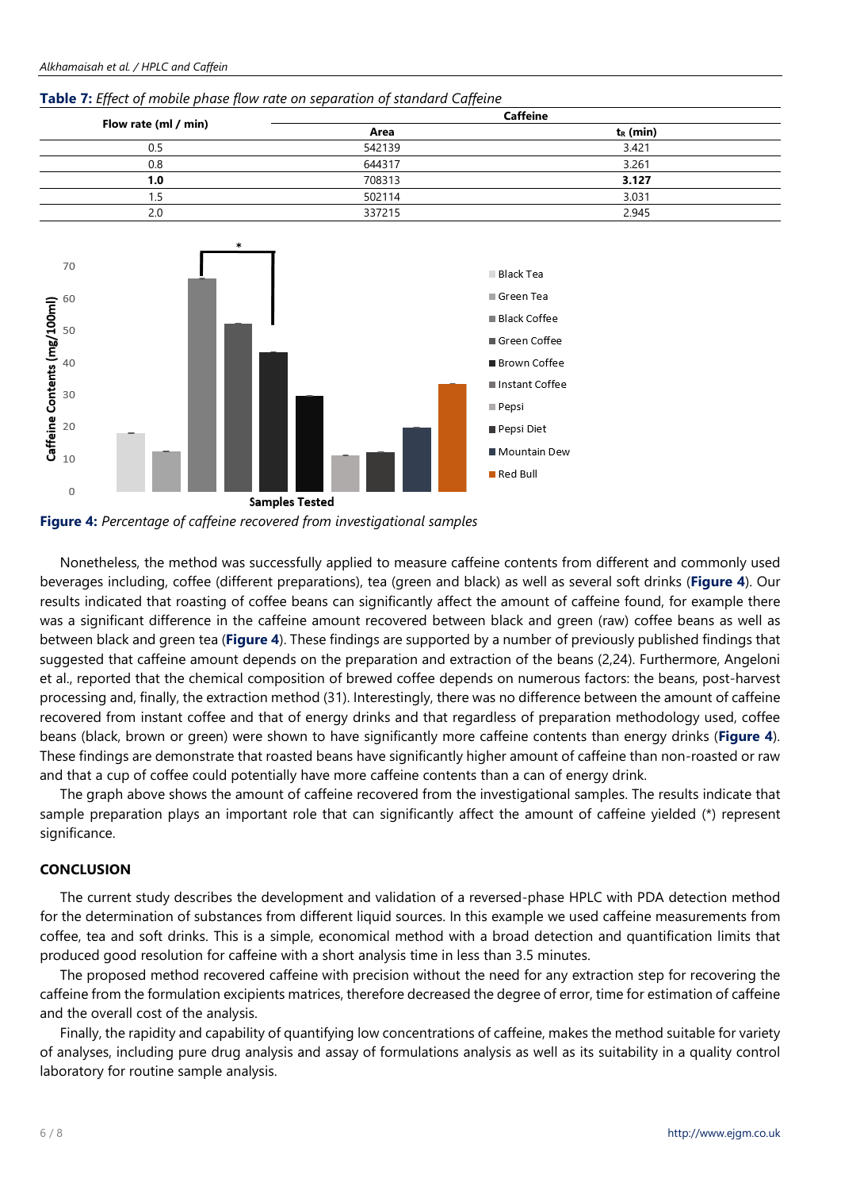**Table 7:** *Effect of mobile phase flow rate on separation of standard Caffeine*

| Flow rate (ml / min) | Caffeine | |
|---|---|---|
| | Area | $t_R$ (min) |
| 0.5 | 542139 | 3.421 |
| 0.8 | 644317 | 3.261 |
| **1.0** | 708313 | **3.127** |
| 1.5 | 502114 | 3.031 |
| 2.0 | 337215 | 2.945 |

**Figure 4:** *Percentage of caffeine recovered from investigational samples*

Nonetheless, the method was successfully applied to measure caffeine contents from different and commonly used beverages including, coffee (different preparations), tea (green and black) as well as several soft drinks (**Figure 4**). Our results indicated that roasting of coffee beans can significantly affect the amount of caffeine found, for example there was a significant difference in the caffeine amount recovered between black and green (raw) coffee beans as well as between black and green tea (**Figure 4**). These findings are supported by a number of previously published findings that suggested that caffeine amount depends on the preparation and extraction of the beans (2,24). Furthermore, Angeloni et al., reported that the chemical composition of brewed coffee depends on numerous factors: the beans, post-harvest processing and, finally, the extraction method (31). Interestingly, there was no difference between the amount of caffeine recovered from instant coffee and that of energy drinks and that regardless of preparation methodology used, coffee beans (black, brown or green) were shown to have significantly more caffeine contents than energy drinks (**Figure 4**). These findings are demonstrate that roasted beans have significantly higher amount of caffeine than non-roasted or raw and that a cup of coffee could potentially have more caffeine contents than a can of energy drink.

The graph above shows the amount of caffeine recovered from the investigational samples. The results indicate that sample preparation plays an important role that can significantly affect the amount of caffeine yielded (*) represent significance.

## CONCLUSION

The current study describes the development and validation of a reversed-phase HPLC with PDA detection method for the determination of substances from different liquid sources. In this example we used caffeine measurements from coffee, tea and soft drinks. This is a simple, economical method with a broad detection and quantification limits that produced good resolution for caffeine with a short analysis time in less than 3.5 minutes.

The proposed method recovered caffeine with precision without the need for any extraction step for recovering the caffeine from the formulation excipients matrices, therefore decreased the degree of error, time for estimation of caffeine and the overall cost of the analysis.

Finally, the rapidity and capability of quantifying low concentrations of caffeine, makes the method suitable for variety of analyses, including pure drug analysis and assay of formulations analysis as well as its suitability in a quality control laboratory for routine sample analysis.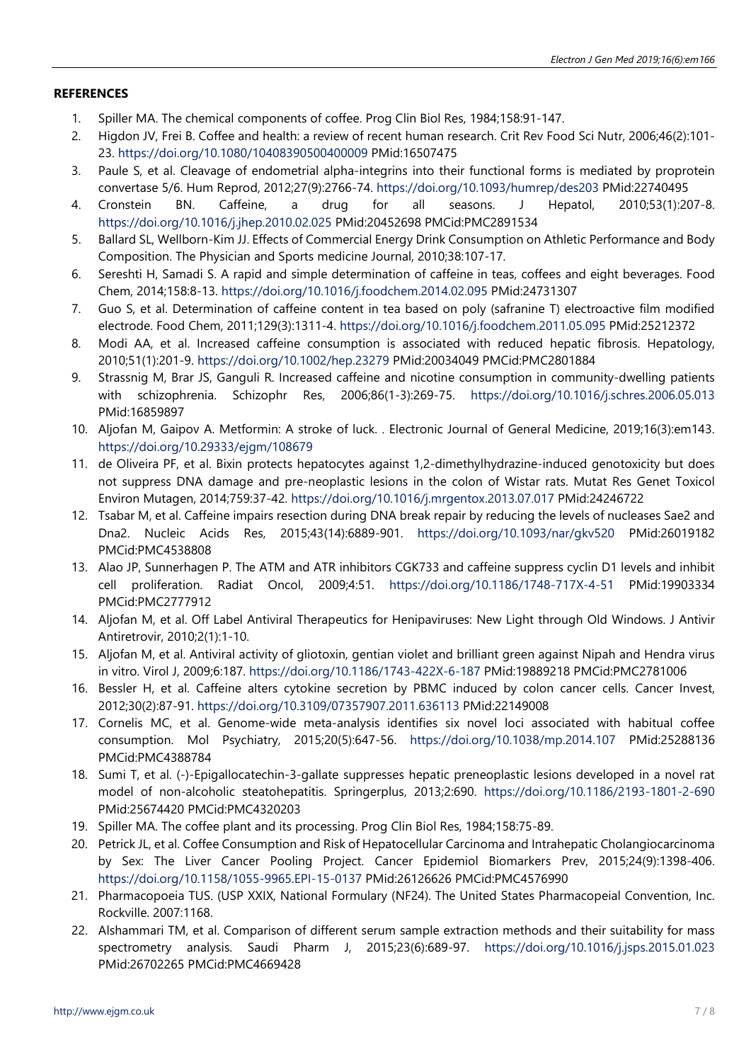## REFERENCES

1. Spiller MA. The chemical components of coffee. Prog Clin Biol Res, 1984;158:91-147.
2. Higdon JV, Frei B. Coffee and health: a review of recent human research. Crit Rev Food Sci Nutr, 2006;46(2):101-23. https://doi.org/10.1080/10408390500400009 PMid:16507475
3. Paule S, et al. Cleavage of endometrial alpha-integrins into their functional forms is mediated by proprotein convertase 5/6. Hum Reprod, 2012;27(9):2766-74. https://doi.org/10.1093/humrep/des203 PMid:22740495
4. Cronstein BN. Caffeine, a drug for all seasons. J Hepatol, 2010;53(1):207-8. https://doi.org/10.1016/j.jhep.2010.02.025 PMid:20452698 PMCid:PMC2891534
5. Ballard SL, Wellborn-Kim JJ. Effects of Commercial Energy Drink Consumption on Athletic Performance and Body Composition. The Physician and Sports medicine Journal, 2010;38:107-17.
6. Sereshti H, Samadi S. A rapid and simple determination of caffeine in teas, coffees and eight beverages. Food Chem, 2014;158:8-13. https://doi.org/10.1016/j.foodchem.2014.02.095 PMid:24731307
7. Guo S, et al. Determination of caffeine content in tea based on poly (safranine T) electroactive film modified electrode. Food Chem, 2011;129(3):1311-4. https://doi.org/10.1016/j.foodchem.2011.05.095 PMid:25212372
8. Modi AA, et al. Increased caffeine consumption is associated with reduced hepatic fibrosis. Hepatology, 2010;51(1):201-9. https://doi.org/10.1002/hep.23279 PMid:20034049 PMCid:PMC2801884
9. Strassnig M, Brar JS, Ganguli R. Increased caffeine and nicotine consumption in community-dwelling patients with schizophrenia. Schizophr Res, 2006;86(1-3):269-75. https://doi.org/10.1016/j.schres.2006.05.013 PMid:16859897
10. Aljofan M, Gaipov A. Metformin: A stroke of luck. . Electronic Journal of General Medicine, 2019;16(3):em143. https://doi.org/10.29333/ejgm/108679
11. de Oliveira PF, et al. Bixin protects hepatocytes against 1,2-dimethylhydrazine-induced genotoxicity but does not suppress DNA damage and pre-neoplastic lesions in the colon of Wistar rats. Mutat Res Genet Toxicol Environ Mutagen, 2014;759:37-42. https://doi.org/10.1016/j.mrgentox.2013.07.017 PMid:24246722
12. Tsabar M, et al. Caffeine impairs resection during DNA break repair by reducing the levels of nucleases Sae2 and Dna2. Nucleic Acids Res, 2015;43(14):6889-901. https://doi.org/10.1093/nar/gkv520 PMid:26019182 PMCid:PMC4538808
13. Alao JP, Sunnerhagen P. The ATM and ATR inhibitors CGK733 and caffeine suppress cyclin D1 levels and inhibit cell proliferation. Radiat Oncol, 2009;4:51. https://doi.org/10.1186/1748-717X-4-51 PMid:19903334 PMCid:PMC2777912
14. Aljofan M, et al. Off Label Antiviral Therapeutics for Henipaviruses: New Light through Old Windows. J Antivir Antiretrovir, 2010;2(1):1-10.
15. Aljofan M, et al. Antiviral activity of gliotoxin, gentian violet and brilliant green against Nipah and Hendra virus in vitro. Virol J, 2009;6:187. https://doi.org/10.1186/1743-422X-6-187 PMid:19889218 PMCid:PMC2781006
16. Bessler H, et al. Caffeine alters cytokine secretion by PBMC induced by colon cancer cells. Cancer Invest, 2012;30(2):87-91. https://doi.org/10.3109/07357907.2011.636113 PMid:22149008
17. Cornelis MC, et al. Genome-wide meta-analysis identifies six novel loci associated with habitual coffee consumption. Mol Psychiatry, 2015;20(5):647-56. https://doi.org/10.1038/mp.2014.107 PMid:25288136 PMCid:PMC4388784
18. Sumi T, et al. (-)-Epigallocatechin-3-gallate suppresses hepatic preneoplastic lesions developed in a novel rat model of non-alcoholic steatohepatitis. Springerplus, 2013;2:690. https://doi.org/10.1186/2193-1801-2-690 PMid:25674420 PMCid:PMC4320203
19. Spiller MA. The coffee plant and its processing. Prog Clin Biol Res, 1984;158:75-89.
20. Petrick JL, et al. Coffee Consumption and Risk of Hepatocellular Carcinoma and Intrahepatic Cholangiocarcinoma by Sex: The Liver Cancer Pooling Project. Cancer Epidemiol Biomarkers Prev, 2015;24(9):1398-406. https://doi.org/10.1158/1055-9965.EPI-15-0137 PMid:26126626 PMCid:PMC4576990
21. Pharmacopoeia TUS. (USP XXIX, National Formulary (NF24). The United States Pharmacopeial Convention, Inc. Rockville. 2007:1168.
22. Alshammari TM, et al. Comparison of different serum sample extraction methods and their suitability for mass spectrometry analysis. Saudi Pharm J, 2015;23(6):689-97. https://doi.org/10.1016/j.jsps.2015.01.023 PMid:26702265 PMCid:PMC4669428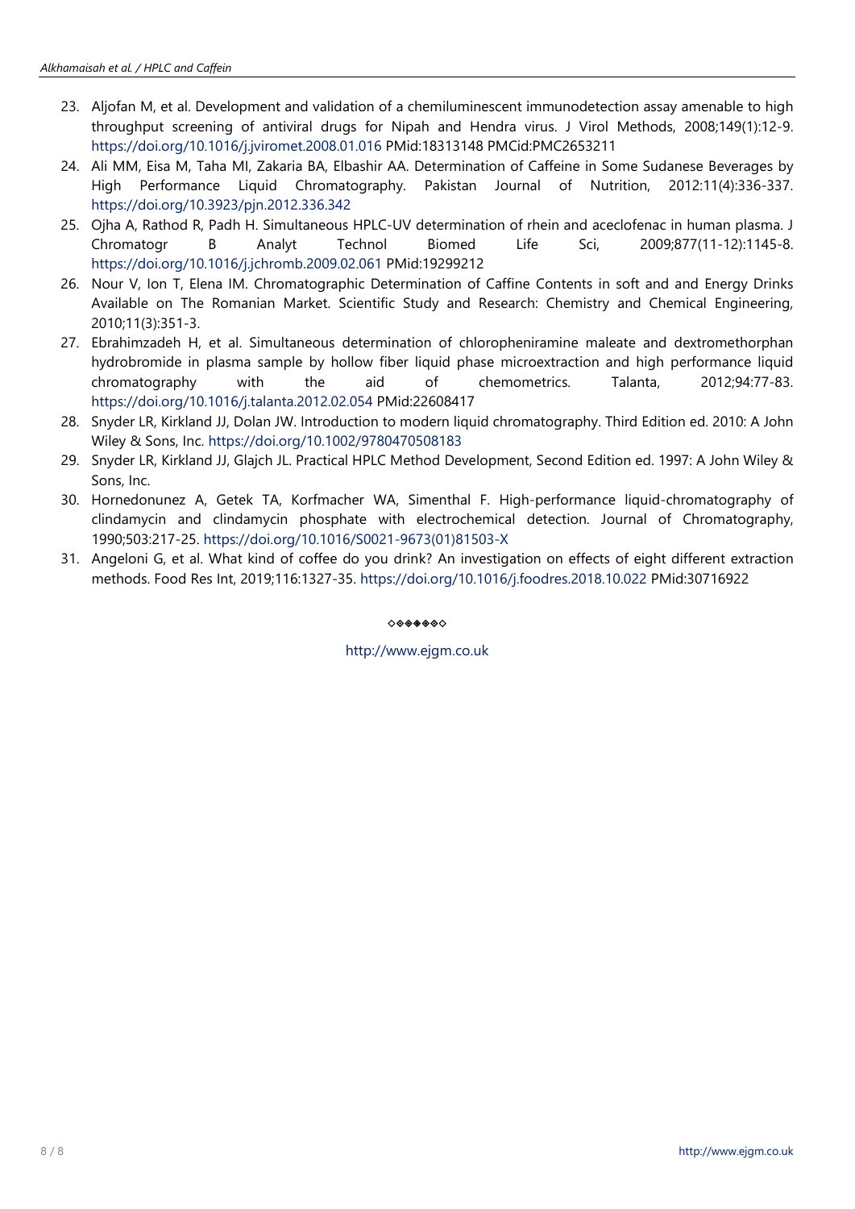23. Aljofan M, et al. Development and validation of a chemiluminescent immunodetection assay amenable to high throughput screening of antiviral drugs for Nipah and Hendra virus. J Virol Methods, 2008;149(1):12-9. https://doi.org/10.1016/j.jviromet.2008.01.016 PMid:18313148 PMCid:PMC2653211
24. Ali MM, Eisa M, Taha MI, Zakaria BA, Elbashir AA. Determination of Caffeine in Some Sudanese Beverages by High Performance Liquid Chromatography. Pakistan Journal of Nutrition, 2012:11(4):336-337. https://doi.org/10.3923/pjn.2012.336.342
25. Ojha A, Rathod R, Padh H. Simultaneous HPLC-UV determination of rhein and aceclofenac in human plasma. J Chromatogr B Analyt Technol Biomed Life Sci, 2009;877(11-12):1145-8. https://doi.org/10.1016/j.jchromb.2009.02.061 PMid:19299212
26. Nour V, Ion T, Elena IM. Chromatographic Determination of Caffine Contents in soft and and Energy Drinks Available on The Romanian Market. Scientific Study and Research: Chemistry and Chemical Engineering, 2010;11(3):351-3.
27. Ebrahimzadeh H, et al. Simultaneous determination of chloropheniramine maleate and dextromethorphan hydrobromide in plasma sample by hollow fiber liquid phase microextraction and high performance liquid chromatography with the aid of chemometrics. Talanta, 2012;94:77-83. https://doi.org/10.1016/j.talanta.2012.02.054 PMid:22608417
28. Snyder LR, Kirkland JJ, Dolan JW. Introduction to modern liquid chromatography. Third Edition ed. 2010: A John Wiley & Sons, Inc. https://doi.org/10.1002/9780470508183
29. Snyder LR, Kirkland JJ, Glajch JL. Practical HPLC Method Development, Second Edition ed. 1997: A John Wiley & Sons, Inc.
30. Hornedonunez A, Getek TA, Korfmacher WA, Simenthal F. High-performance liquid-chromatography of clindamycin and clindamycin phosphate with electrochemical detection. Journal of Chromatography, 1990;503:217-25. https://doi.org/10.1016/S0021-9673(01)81503-X
31. Angeloni G, et al. What kind of coffee do you drink? An investigation on effects of eight different extraction methods. Food Res Int, 2019;116:1327-35. https://doi.org/10.1016/j.foodres.2018.10.022 PMid:30716922

◇◆◆◆◆◆◇

http://www.ejgm.co.uk